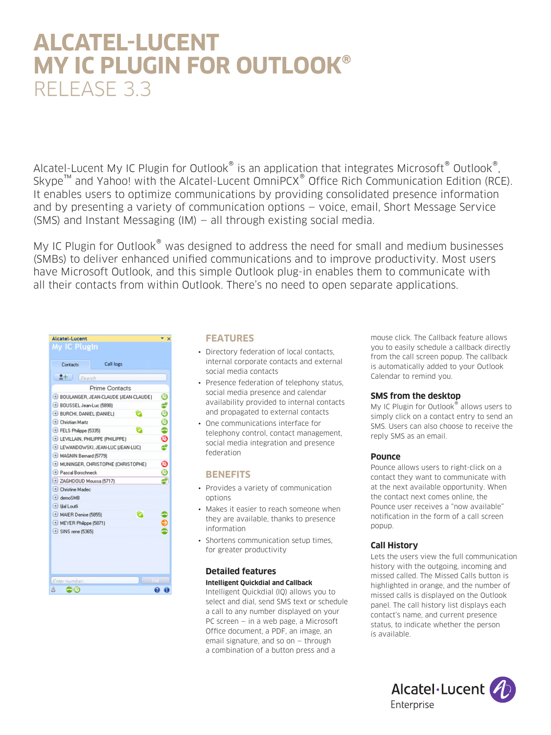# ALCATEL-LUCENT MY IC PLUGIN FOR OUTLOOK®

RELEASE 3.3

Alcatel-Lucent My IC Plugin for Outlook® is an application that integrates Microsoft® Outlook®, Skype™ and Yahoo! with the Alcatel-Lucent OmniPCX® Office Rich Communication Edition (RCE). It enables users to optimize communications by providing consolidated presence information and by presenting a variety of communication options – voice, email, Short Message Service (SMS) and Instant Messaging (IM) – all through existing social media.

My IC Plugin for Outlook® was designed to address the need for small and medium businesses (SMBs) to deliver enhanced unified communications and to improve productivity. Most users have Microsoft Outlook, and this simple Outlook plug-in enables them to communicate with all their contacts from within Outlook. There's no need to open separate applications.

## FEATURES

- Directory federation of local contacts, internal corporate contacts and external social media contacts
- Presence federation of telephony status, social media presence and calendar availability provided to internal contacts and propagated to external contacts
- One communications interface for telephony control, contact management, social media integration and presence federation

## BENEFITS

- Provides a variety of communication options
- Makes it easier to reach someone when they are available, thanks to presence information
- Shortens communication setup times, for greater productivity

### Detailed features

**Intelligent Quickdial and Callback**

Intelligent Quickdial (IQ) allows you to select and dial, send SMS text or schedule a call to any number displayed on your PC screen – in a web page, a Microsoft Office document, a PDF, an image, an email signature, and so on – through a combination of a button press and a mouse click. The Callback feature allows you to easily schedule a callback directly from the call screen popup. The callback is automatically added to your Outlook Calendar to remind you.

### SMS from the desktop

My IC Plugin for Outlook® allows users to simply click on a contact entry to send an SMS. Users can also choose to receive the reply SMS as an email.

### Pounce

Pounce allows users to right-click on a contact they want to communicate with at the next available opportunity. When the contact next comes online, the Pounce user receives a "now available" notification in the form of a call screen popup.

### Call History

Lets the users view the full communication history with the outgoing, incoming and missed called. The Missed Calls button is highlighted in orange, and the number of missed calls is displayed on the Outlook panel. The call history list displays each contact's name, and current presence status, to indicate whether the person is available.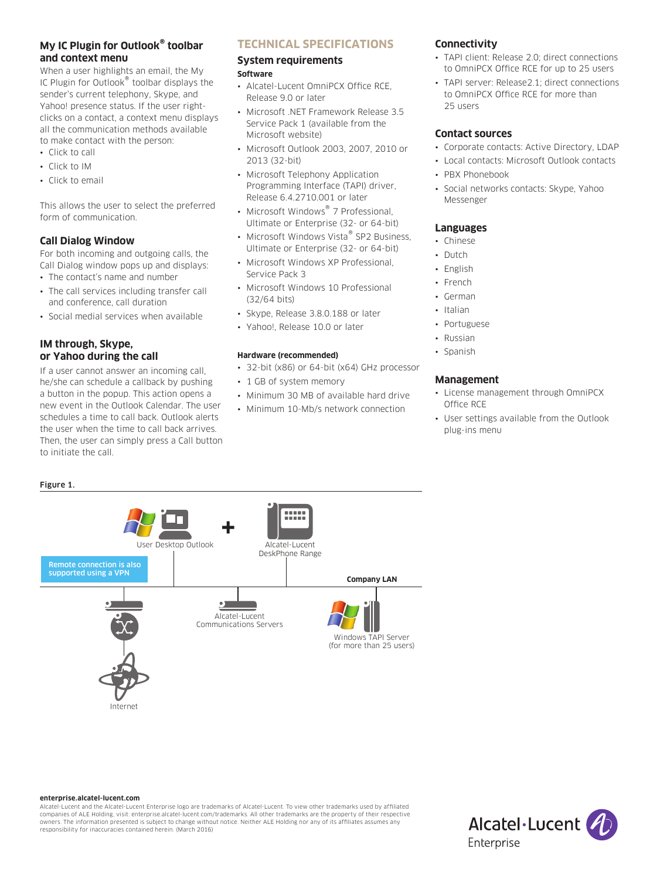### My IC Plugin for Outlook® toolbar and context menu

When a user highlights an email, the My IC Plugin for Outlook® toolbar displays the sender's current telephony, Skype, and Yahoo! presence status. If the user right-clicks on a contact, a context menu displays all the communication methods available to make contact with the person:

- Click to call
- Click to IM
- Click to email

This allows the user to select the preferred form of communication.

### Call Dialog Window

For both incoming and outgoing calls, the Call Dialog window pops up and displays:

- The contact's name and number
- The call services including transfer call and conference, call duration
- Social medial services when available

### IM through, Skype, or Yahoo during the call

If a user cannot answer an incoming call, he/she can schedule a callback by pushing a button in the popup. This action opens a new event in the Outlook Calendar. The user schedules a time to call back. Outlook alerts the user when the time to call back arrives. Then, the user can simply press a Call button to initiate the call.

## TECHNICAL SPECIFICATIONS

### System requirements

**Software**

- Alcatel-Lucent OmniPCX Office RCE, Release 9.0 or later
- Microsoft .NET Framework Release 3.5 Service Pack 1 (available from the Microsoft website)
- Microsoft Outlook 2003, 2007, 2010 or 2013 (32-bit)
- Microsoft Telephony Application Programming Interface (TAPI) driver, Release 6.4.2710.001 or later
- Microsoft Windows® 7 Professional, Ultimate or Enterprise (32- or 64-bit)
- Microsoft Windows Vista® SP2 Business, Ultimate or Enterprise (32- or 64-bit)
- Microsoft Windows XP Professional, Service Pack 3
- Microsoft Windows 10 Professional (32/64 bits)
- Skype, Release 3.8.0.188 or later
- Yahoo!, Release 10.0 or later

**Hardware (recommended)**

- 32-bit (x86) or 64-bit (x64) GHz processor
- 1 GB of system memory
- Minimum 30 MB of available hard drive
- Minimum 10-Mb/s network connection

### Connectivity

- TAPI client: Release 2.0; direct connections to OmniPCX Office RCE for up to 25 users
- TAPI server: Release2.1; direct connections to OmniPCX Office RCE for more than 25 users

### Contact sources

- Corporate contacts: Active Directory, LDAP
- Local contacts: Microsoft Outlook contacts
- PBX Phonebook
- Social networks contacts: Skype, Yahoo Messenger

### Languages

- Chinese
- Dutch
- English
- French
- German
- Italian
- Portuguese
- Russian
- Spanish

### Management

- License management through OmniPCX Office RCE
- User settings available from the Outlook plug-ins menu

**Figure 1.**

User Desktop Outlook
+
Alcatel-Lucent DeskPhone Range
Remote connection is also supported using a VPN
Company LAN
Alcatel-Lucent Communications Servers
Windows TAPI Server (for more than 25 users)
Internet

**enterprise.alcatel-lucent.com**

Alcatel-Lucent and the Alcatel-Lucent Enterprise logo are trademarks of Alcatel-Lucent. To view other trademarks used by affiliated companies of ALE Holding, visit: enterprise.alcatel-lucent.com/trademarks. All other trademarks are the property of their respective owners. The information presented is subject to change without notice. Neither ALE Holding nor any of its affiliates assumes any responsibility for inaccuracies contained herein. (March 2016)

Alcatel·Lucent Enterprise